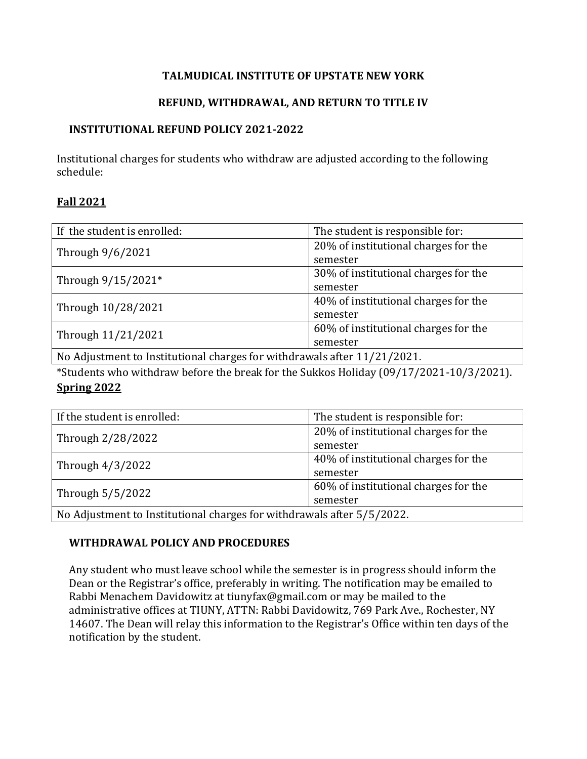# TALMUDICAL INSTITUTE OF UPSTATE NEW YORK

## REFUND, WITHDRAWAL, AND RETURN TO TITLE IV

### INSTITUTIONAL REFUND POLICY 2021-2022

Institutional charges for students who withdraw are adjusted according to the following schedule:

**<u>Fall 2021</u>**

| If the student is enrolled: | The student is responsible for: |
| --- | --- |
| Through 9/6/2021 | 20% of institutional charges for the semester |
| Through 9/15/2021* | 30% of institutional charges for the semester |
| Through 10/28/2021 | 40% of institutional charges for the semester |
| Through 11/21/2021 | 60% of institutional charges for the semester |
| No Adjustment to Institutional charges for withdrawals after 11/21/2021. | |

*Students who withdraw before the break for the Sukkos Holiday (09/17/2021-10/3/2021).

**<u>Spring 2022</u>**

| If the student is enrolled: | The student is responsible for: |
| --- | --- |
| Through 2/28/2022 | 20% of institutional charges for the semester |
| Through 4/3/2022 | 40% of institutional charges for the semester |
| Through 5/5/2022 | 60% of institutional charges for the semester |
| No Adjustment to Institutional charges for withdrawals after 5/5/2022. | |

### WITHDRAWAL POLICY AND PROCEDURES

Any student who must leave school while the semester is in progress should inform the Dean or the Registrar's office, preferably in writing. The notification may be emailed to Rabbi Menachem Davidowitz at tiunyfax@gmail.com or may be mailed to the administrative offices at TIUNY, ATTN: Rabbi Davidowitz, 769 Park Ave., Rochester, NY 14607. The Dean will relay this information to the Registrar's Office within ten days of the notification by the student.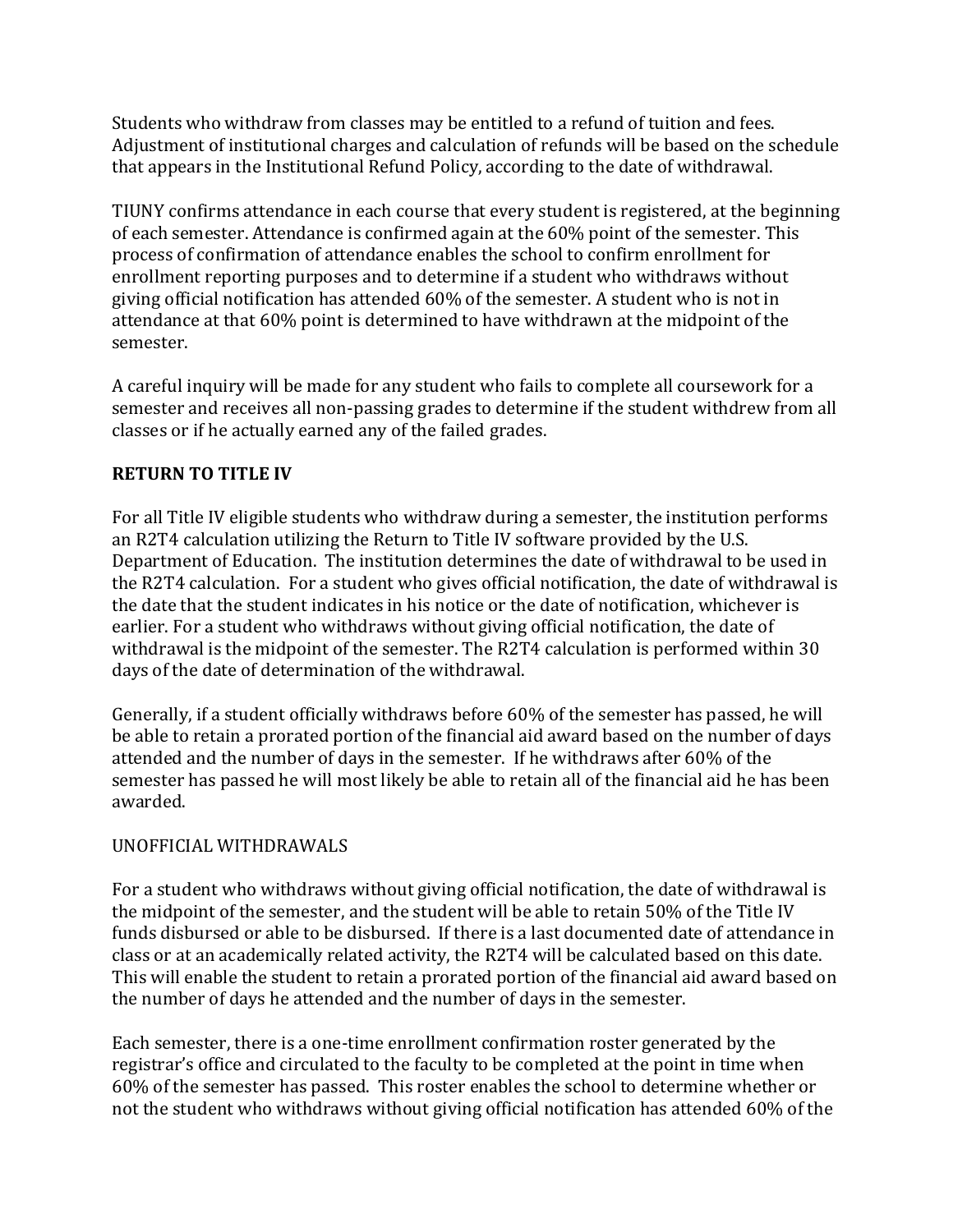Students who withdraw from classes may be entitled to a refund of tuition and fees. Adjustment of institutional charges and calculation of refunds will be based on the schedule that appears in the Institutional Refund Policy, according to the date of withdrawal.

TIUNY confirms attendance in each course that every student is registered, at the beginning of each semester. Attendance is confirmed again at the 60% point of the semester. This process of confirmation of attendance enables the school to confirm enrollment for enrollment reporting purposes and to determine if a student who withdraws without giving official notification has attended 60% of the semester. A student who is not in attendance at that 60% point is determined to have withdrawn at the midpoint of the semester.

A careful inquiry will be made for any student who fails to complete all coursework for a semester and receives all non-passing grades to determine if the student withdrew from all classes or if he actually earned any of the failed grades.

**RETURN TO TITLE IV**

For all Title IV eligible students who withdraw during a semester, the institution performs an R2T4 calculation utilizing the Return to Title IV software provided by the U.S. Department of Education. The institution determines the date of withdrawal to be used in the R2T4 calculation. For a student who gives official notification, the date of withdrawal is the date that the student indicates in his notice or the date of notification, whichever is earlier. For a student who withdraws without giving official notification, the date of withdrawal is the midpoint of the semester. The R2T4 calculation is performed within 30 days of the date of determination of the withdrawal.

Generally, if a student officially withdraws before 60% of the semester has passed, he will be able to retain a prorated portion of the financial aid award based on the number of days attended and the number of days in the semester. If he withdraws after 60% of the semester has passed he will most likely be able to retain all of the financial aid he has been awarded.

UNOFFICIAL WITHDRAWALS

For a student who withdraws without giving official notification, the date of withdrawal is the midpoint of the semester, and the student will be able to retain 50% of the Title IV funds disbursed or able to be disbursed. If there is a last documented date of attendance in class or at an academically related activity, the R2T4 will be calculated based on this date. This will enable the student to retain a prorated portion of the financial aid award based on the number of days he attended and the number of days in the semester.

Each semester, there is a one-time enrollment confirmation roster generated by the registrar's office and circulated to the faculty to be completed at the point in time when 60% of the semester has passed. This roster enables the school to determine whether or not the student who withdraws without giving official notification has attended 60% of the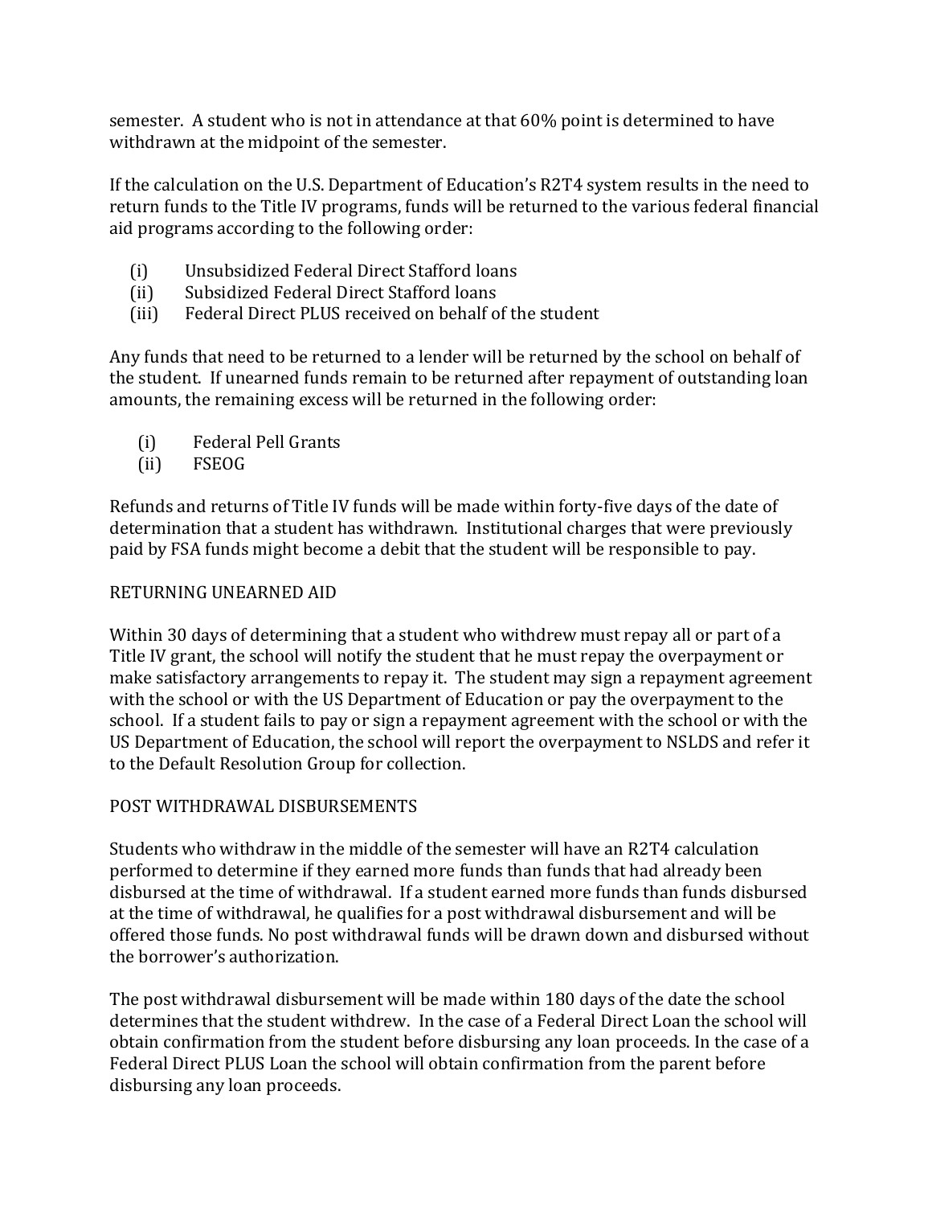semester. A student who is not in attendance at that 60% point is determined to have withdrawn at the midpoint of the semester.

If the calculation on the U.S. Department of Education's R2T4 system results in the need to return funds to the Title IV programs, funds will be returned to the various federal financial aid programs according to the following order:

(i) Unsubsidized Federal Direct Stafford loans
(ii) Subsidized Federal Direct Stafford loans
(iii) Federal Direct PLUS received on behalf of the student

Any funds that need to be returned to a lender will be returned by the school on behalf of the student. If unearned funds remain to be returned after repayment of outstanding loan amounts, the remaining excess will be returned in the following order:

(i) Federal Pell Grants
(ii) FSEOG

Refunds and returns of Title IV funds will be made within forty-five days of the date of determination that a student has withdrawn. Institutional charges that were previously paid by FSA funds might become a debit that the student will be responsible to pay.

## RETURNING UNEARNED AID

Within 30 days of determining that a student who withdrew must repay all or part of a Title IV grant, the school will notify the student that he must repay the overpayment or make satisfactory arrangements to repay it. The student may sign a repayment agreement with the school or with the US Department of Education or pay the overpayment to the school. If a student fails to pay or sign a repayment agreement with the school or with the US Department of Education, the school will report the overpayment to NSLDS and refer it to the Default Resolution Group for collection.

## POST WITHDRAWAL DISBURSEMENTS

Students who withdraw in the middle of the semester will have an R2T4 calculation performed to determine if they earned more funds than funds that had already been disbursed at the time of withdrawal. If a student earned more funds than funds disbursed at the time of withdrawal, he qualifies for a post withdrawal disbursement and will be offered those funds. No post withdrawal funds will be drawn down and disbursed without the borrower's authorization.

The post withdrawal disbursement will be made within 180 days of the date the school determines that the student withdrew. In the case of a Federal Direct Loan the school will obtain confirmation from the student before disbursing any loan proceeds. In the case of a Federal Direct PLUS Loan the school will obtain confirmation from the parent before disbursing any loan proceeds.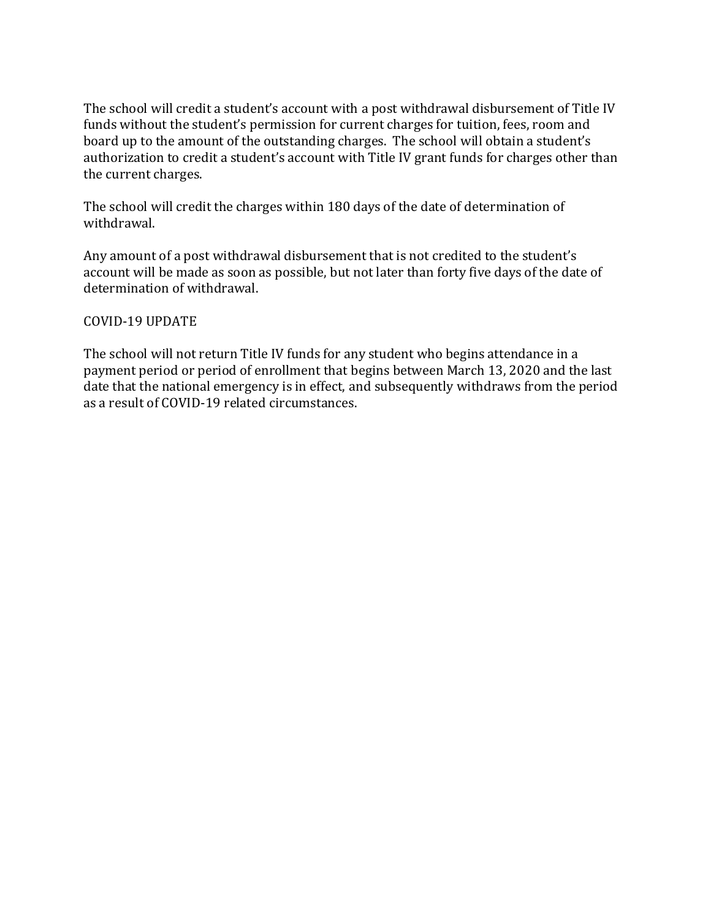The school will credit a student's account with a post withdrawal disbursement of Title IV funds without the student's permission for current charges for tuition, fees, room and board up to the amount of the outstanding charges. The school will obtain a student's authorization to credit a student's account with Title IV grant funds for charges other than the current charges.

The school will credit the charges within 180 days of the date of determination of withdrawal.

Any amount of a post withdrawal disbursement that is not credited to the student's account will be made as soon as possible, but not later than forty five days of the date of determination of withdrawal.

COVID-19 UPDATE

The school will not return Title IV funds for any student who begins attendance in a payment period or period of enrollment that begins between March 13, 2020 and the last date that the national emergency is in effect, and subsequently withdraws from the period as a result of COVID-19 related circumstances.